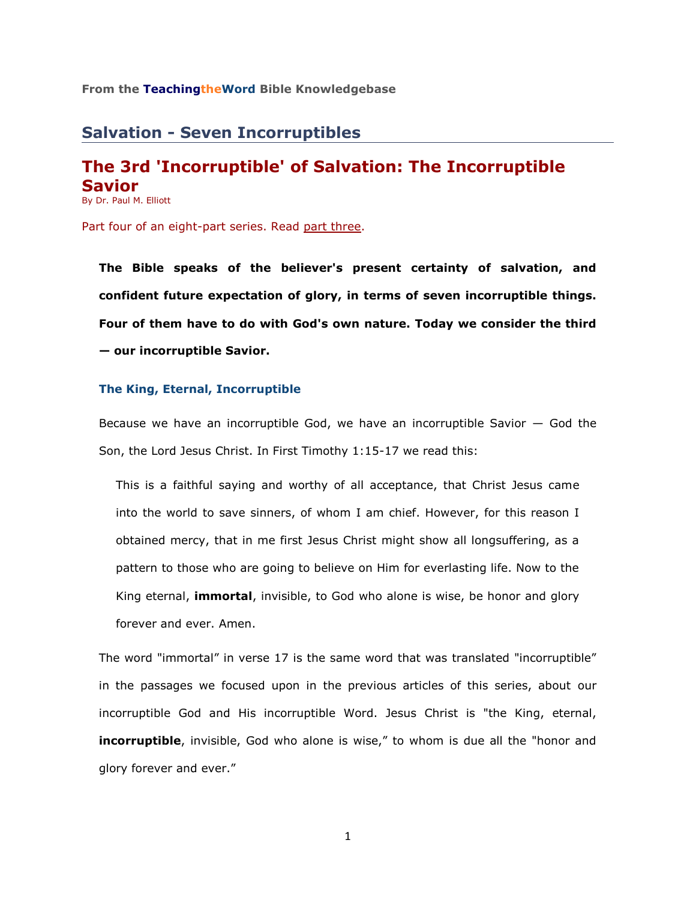From the **TeachingtheWord** Bible Knowledgebase

## Salvation - Seven Incorruptibles

# The 3rd 'Incorruptible' of Salvation: The Incorruptible Savior

By Dr. Paul M. Elliott

Part four of an eight-part series. Read part three.

> **The Bible speaks of the believer's present certainty of salvation, and confident future expectation of glory, in terms of seven incorruptible things. Four of them have to do with God's own nature. Today we consider the third — our incorruptible Savior.**

### The King, Eternal, Incorruptible

Because we have an incorruptible God, we have an incorruptible Savior — God the Son, the Lord Jesus Christ. In First Timothy 1:15-17 we read this:

> This is a faithful saying and worthy of all acceptance, that Christ Jesus came into the world to save sinners, of whom I am chief. However, for this reason I obtained mercy, that in me first Jesus Christ might show all longsuffering, as a pattern to those who are going to believe on Him for everlasting life. Now to the King eternal, **immortal**, invisible, to God who alone is wise, be honor and glory forever and ever. Amen.

The word "immortal" in verse 17 is the same word that was translated "incorruptible" in the passages we focused upon in the previous articles of this series, about our incorruptible God and His incorruptible Word. Jesus Christ is "the King, eternal, **incorruptible**, invisible, God who alone is wise," to whom is due all the "honor and glory forever and ever."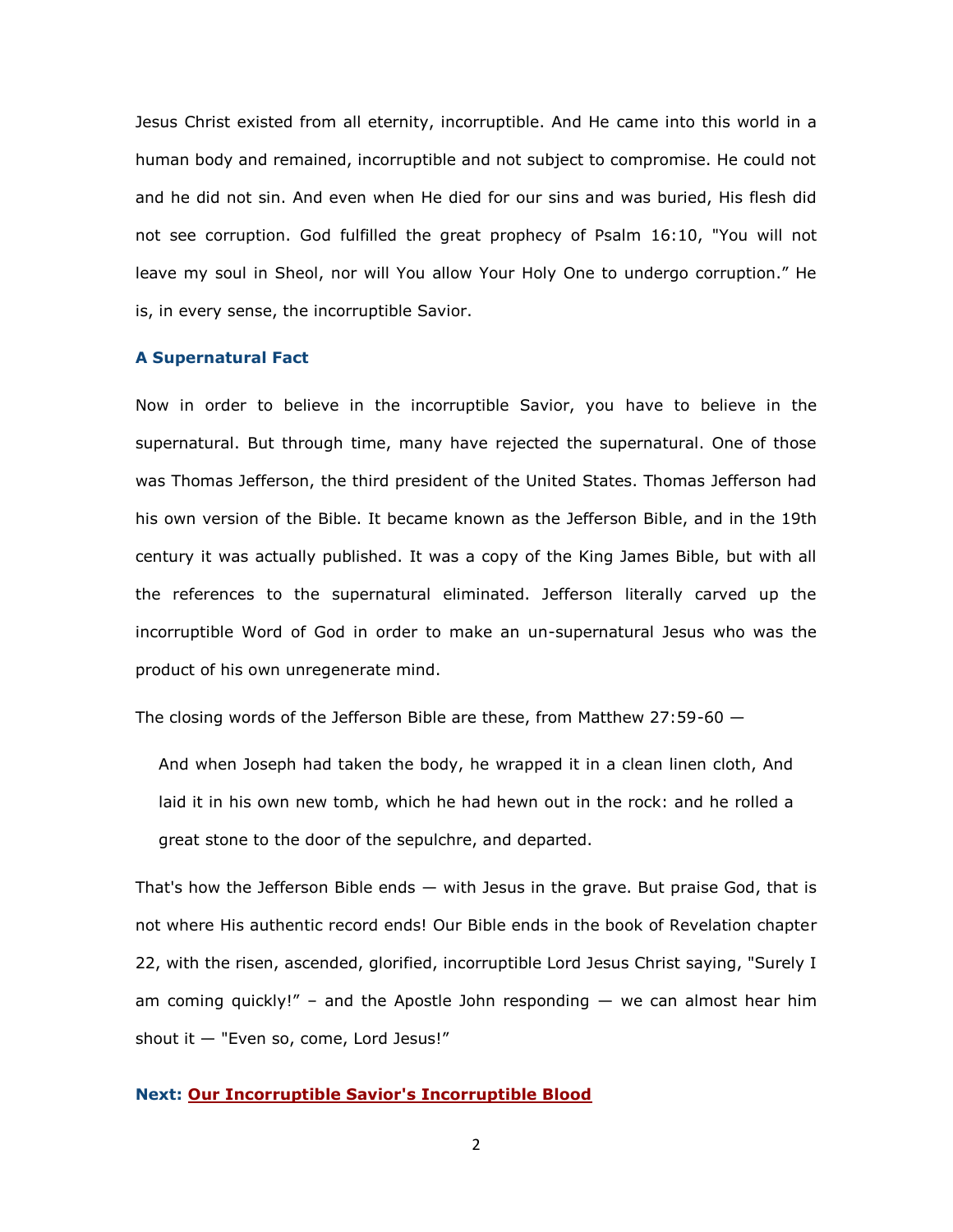Jesus Christ existed from all eternity, incorruptible. And He came into this world in a human body and remained, incorruptible and not subject to compromise. He could not and he did not sin. And even when He died for our sins and was buried, His flesh did not see corruption. God fulfilled the great prophecy of Psalm 16:10, "You will not leave my soul in Sheol, nor will You allow Your Holy One to undergo corruption." He is, in every sense, the incorruptible Savior.

### A Supernatural Fact

Now in order to believe in the incorruptible Savior, you have to believe in the supernatural. But through time, many have rejected the supernatural. One of those was Thomas Jefferson, the third president of the United States. Thomas Jefferson had his own version of the Bible. It became known as the Jefferson Bible, and in the 19th century it was actually published. It was a copy of the King James Bible, but with all the references to the supernatural eliminated. Jefferson literally carved up the incorruptible Word of God in order to make an un-supernatural Jesus who was the product of his own unregenerate mind.

The closing words of the Jefferson Bible are these, from Matthew 27:59-60 —

> And when Joseph had taken the body, he wrapped it in a clean linen cloth, And laid it in his own new tomb, which he had hewn out in the rock: and he rolled a great stone to the door of the sepulchre, and departed.

That's how the Jefferson Bible ends — with Jesus in the grave. But praise God, that is not where His authentic record ends! Our Bible ends in the book of Revelation chapter 22, with the risen, ascended, glorified, incorruptible Lord Jesus Christ saying, "Surely I am coming quickly!" – and the Apostle John responding — we can almost hear him shout it — "Even so, come, Lord Jesus!"

**Next: Our Incorruptible Savior's Incorruptible Blood**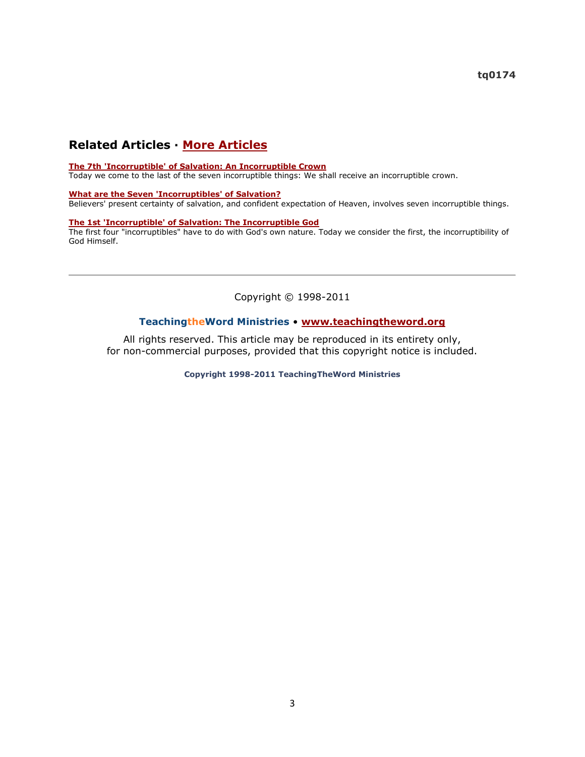**tq0174**

## Related Articles · More Articles

**The 7th 'Incorruptible' of Salvation: An Incorruptible Crown**
Today we come to the last of the seven incorruptible things: We shall receive an incorruptible crown.

**What are the Seven 'Incorruptibles' of Salvation?**
Believers' present certainty of salvation, and confident expectation of Heaven, involves seven incorruptible things.

**The 1st 'Incorruptible' of Salvation: The Incorruptible God**
The first four "incorruptibles" have to do with God's own nature. Today we consider the first, the incorruptibility of God Himself.

---

Copyright © 1998-2011

**TeachingtheWord Ministries** • **www.teachingtheword.org**

All rights reserved. This article may be reproduced in its entirety only, for non-commercial purposes, provided that this copyright notice is included.

**Copyright 1998-2011 TeachingTheWord Ministries**